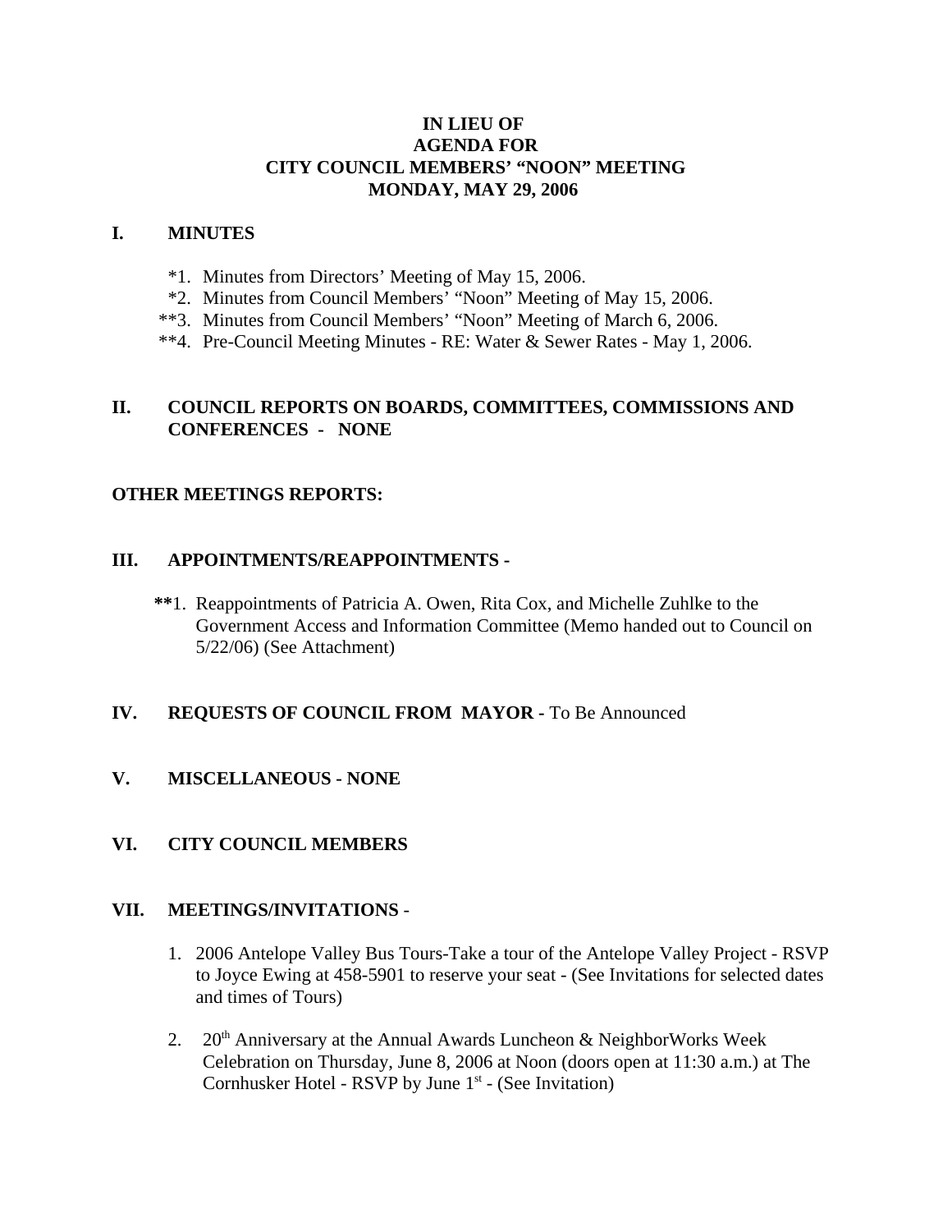# IN LIEU OF
# AGENDA FOR
# CITY COUNCIL MEMBERS' "NOON" MEETING
# MONDAY, MAY 29, 2006

## I. MINUTES

*1. Minutes from Directors' Meeting of May 15, 2006.
*2. Minutes from Council Members' "Noon" Meeting of May 15, 2006.
**3. Minutes from Council Members' "Noon" Meeting of March 6, 2006.
**4. Pre-Council Meeting Minutes - RE: Water & Sewer Rates - May 1, 2006.

## II. COUNCIL REPORTS ON BOARDS, COMMITTEES, COMMISSIONS AND CONFERENCES - NONE

## OTHER MEETINGS REPORTS:

## III. APPOINTMENTS/REAPPOINTMENTS -

**1. Reappointments of Patricia A. Owen, Rita Cox, and Michelle Zuhlke to the Government Access and Information Committee (Memo handed out to Council on 5/22/06) (See Attachment)

## IV. REQUESTS OF COUNCIL FROM MAYOR - To Be Announced

## V. MISCELLANEOUS - NONE

## VI. CITY COUNCIL MEMBERS

## VII. MEETINGS/INVITATIONS -

1. 2006 Antelope Valley Bus Tours-Take a tour of the Antelope Valley Project - RSVP to Joyce Ewing at 458-5901 to reserve your seat - (See Invitations for selected dates and times of Tours)

2. 20th Anniversary at the Annual Awards Luncheon & NeighborWorks Week Celebration on Thursday, June 8, 2006 at Noon (doors open at 11:30 a.m.) at The Cornhusker Hotel - RSVP by June 1st - (See Invitation)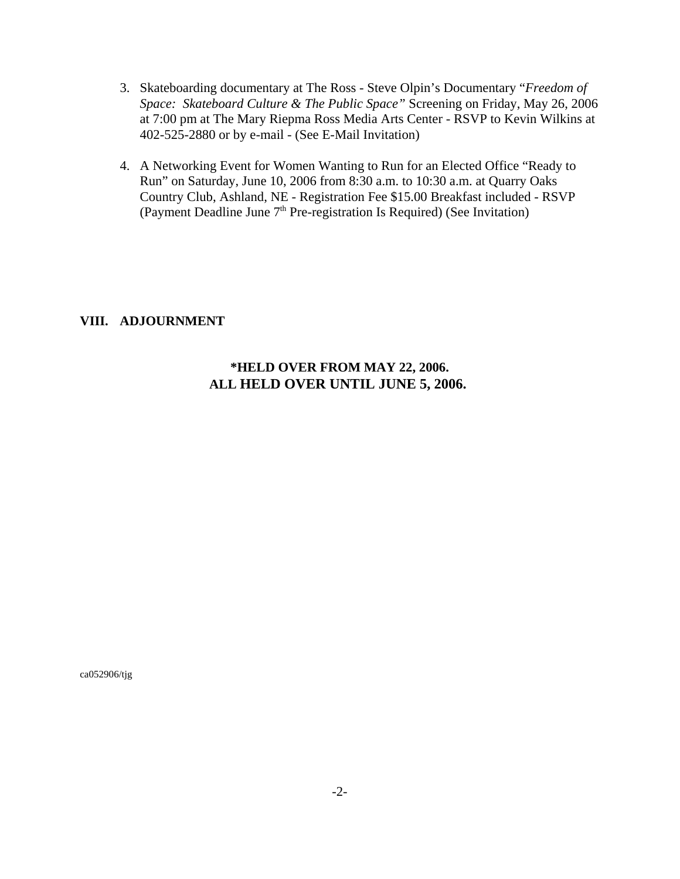3. Skateboarding documentary at The Ross - Steve Olpin's Documentary "*Freedom of Space: Skateboard Culture & The Public Space"* Screening on Friday, May 26, 2006 at 7:00 pm at The Mary Riepma Ross Media Arts Center - RSVP to Kevin Wilkins at 402-525-2880 or by e-mail - (See E-Mail Invitation)

4. A Networking Event for Women Wanting to Run for an Elected Office "Ready to Run" on Saturday, June 10, 2006 from 8:30 a.m. to 10:30 a.m. at Quarry Oaks Country Club, Ashland, NE - Registration Fee $15.00 Breakfast included - RSVP (Payment Deadline June 7th Pre-registration Is Required) (See Invitation)

**VIII. ADJOURNMENT**

**\*HELD OVER FROM MAY 22, 2006.**
**ALL HELD OVER UNTIL JUNE 5, 2006.**

ca052906/tjg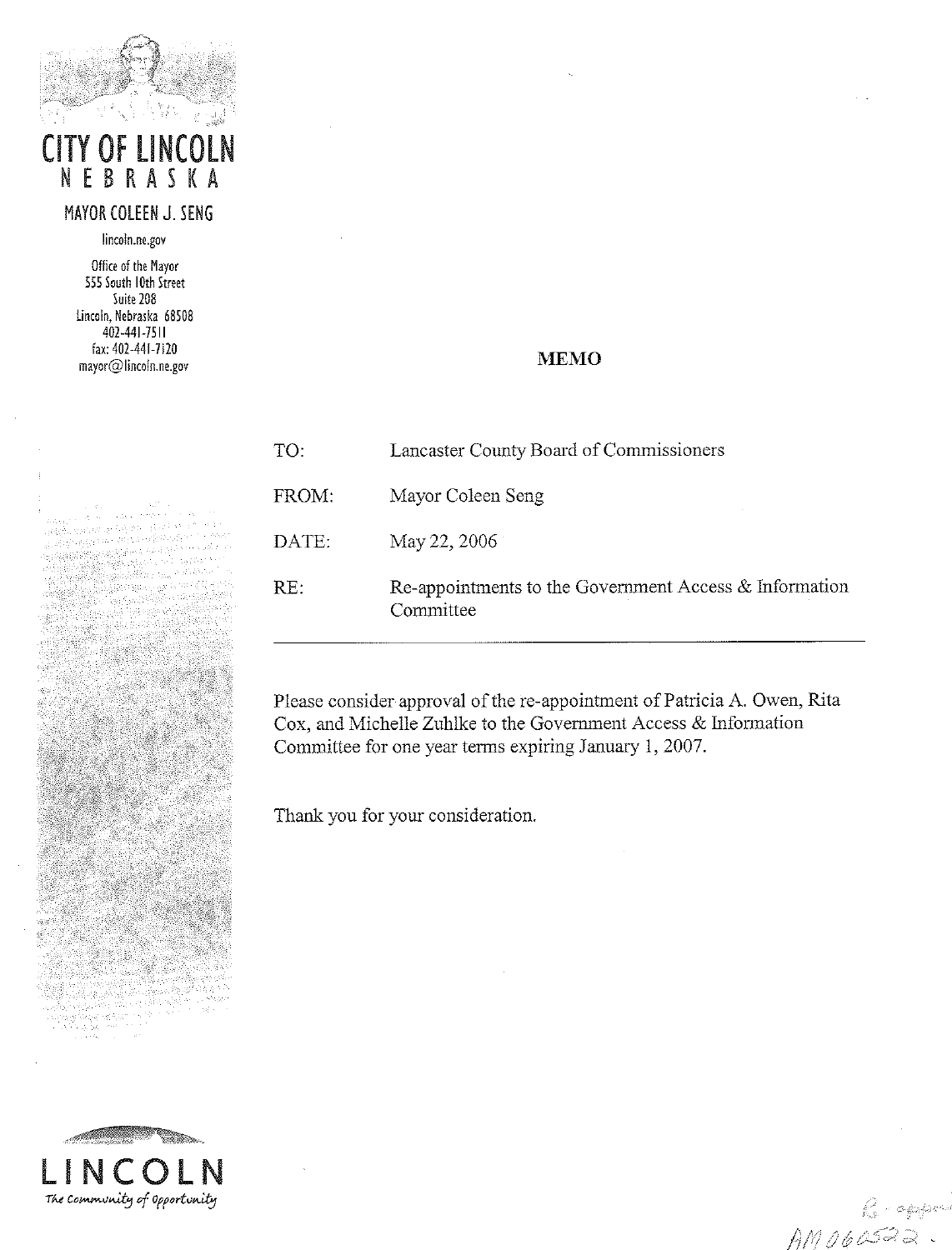CITY OF LINCOLN
NEBRASKA

MAYOR COLEEN J. SENG

lincoln.ne.gov

Office of the Mayor
555 South 10th Street
Suite 208
Lincoln, Nebraska 68508
402-441-7511
fax: 402-441-7120
mayor@lincoln.ne.gov

# MEMO

| | |
|---|---|
| TO: | Lancaster County Board of Commissioners |
| FROM: | Mayor Coleen Seng |
| DATE: | May 22, 2006 |
| RE: | Re-appointments to the Government Access & Information Committee |

---

Please consider approval of the re-appointment of Patricia A. Owen, Rita Cox, and Michelle Zuhlke to the Government Access & Information Committee for one year terms expiring January 1, 2007.

Thank you for your consideration.

LINCOLN
*The Community of Opportunity*

B - appoint
AM 060522 .